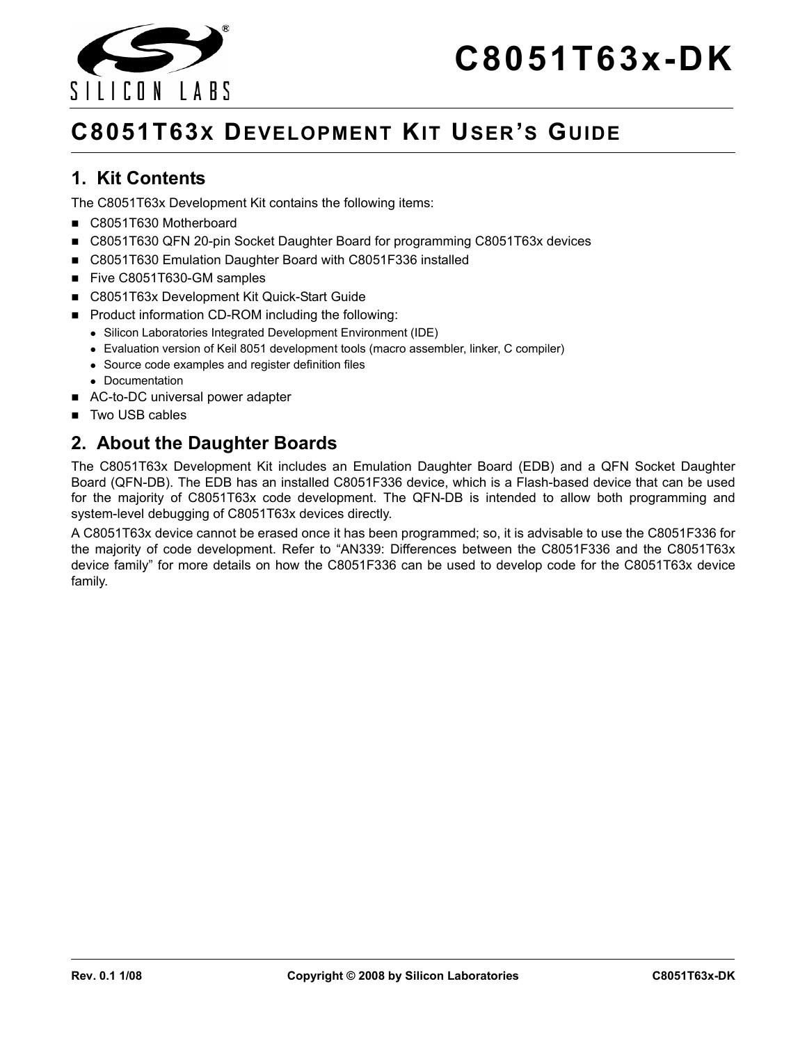# C8051T63x-DK

## C8051T63x Development Kit User's Guide

### 1. Kit Contents

The C8051T63x Development Kit contains the following items:

- C8051T630 Motherboard
- C8051T630 QFN 20-pin Socket Daughter Board for programming C8051T63x devices
- C8051T630 Emulation Daughter Board with C8051F336 installed
- Five C8051T630-GM samples
- C8051T63x Development Kit Quick-Start Guide
- Product information CD-ROM including the following:
  - Silicon Laboratories Integrated Development Environment (IDE)
  - Evaluation version of Keil 8051 development tools (macro assembler, linker, C compiler)
  - Source code examples and register definition files
  - Documentation
- AC-to-DC universal power adapter
- Two USB cables

### 2. About the Daughter Boards

The C8051T63x Development Kit includes an Emulation Daughter Board (EDB) and a QFN Socket Daughter Board (QFN-DB). The EDB has an installed C8051F336 device, which is a Flash-based device that can be used for the majority of C8051T63x code development. The QFN-DB is intended to allow both programming and system-level debugging of C8051T63x devices directly.

A C8051T63x device cannot be erased once it has been programmed; so, it is advisable to use the C8051F336 for the majority of code development. Refer to "AN339: Differences between the C8051F336 and the C8051T63x device family" for more details on how the C8051F336 can be used to develop code for the C8051T63x device family.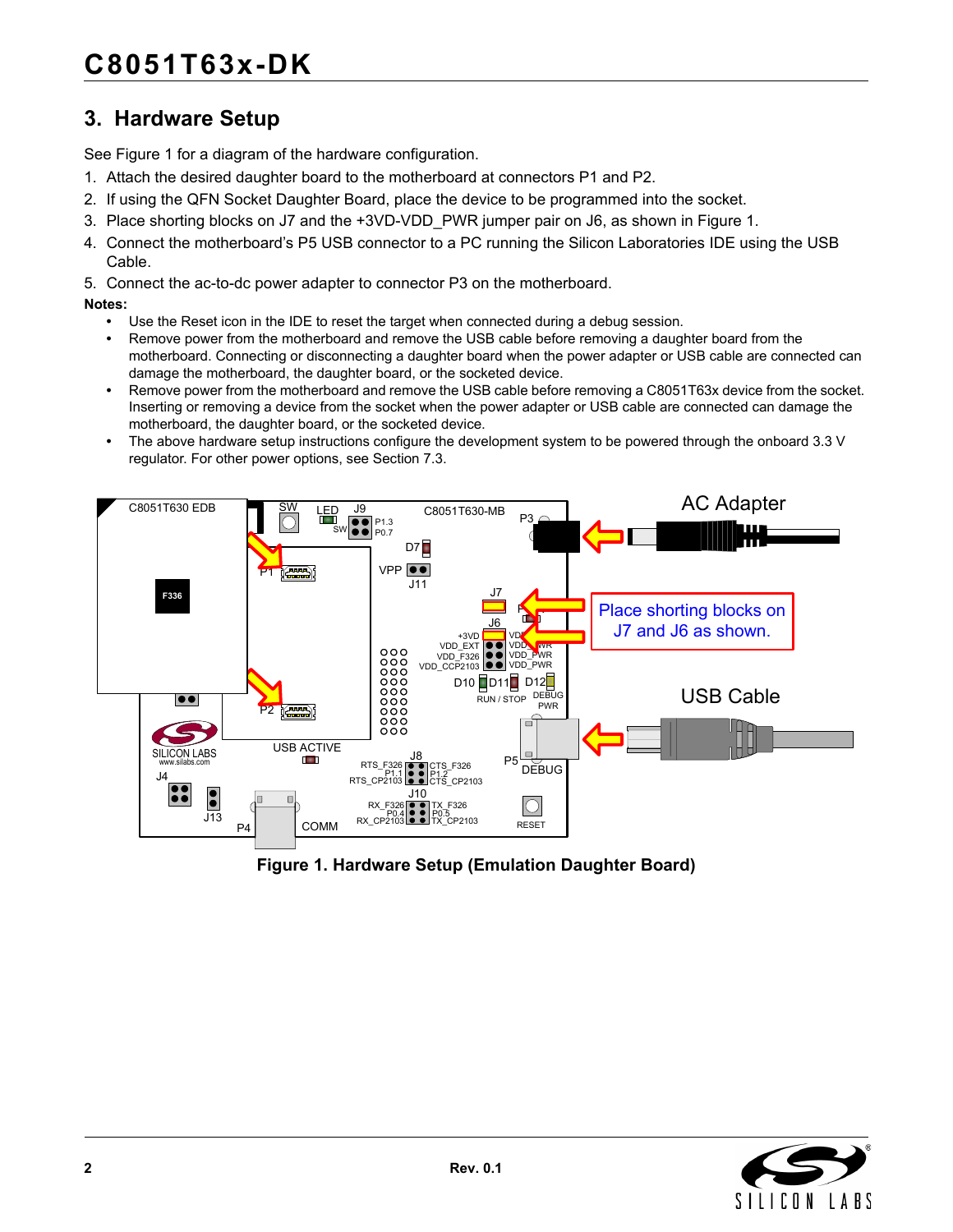## 3. Hardware Setup

See Figure 1 for a diagram of the hardware configuration.

1. Attach the desired daughter board to the motherboard at connectors P1 and P2.
2. If using the QFN Socket Daughter Board, place the device to be programmed into the socket.
3. Place shorting blocks on J7 and the +3VD-VDD_PWR jumper pair on J6, as shown in Figure 1.
4. Connect the motherboard's P5 USB connector to a PC running the Silicon Laboratories IDE using the USB Cable.
5. Connect the ac-to-dc power adapter to connector P3 on the motherboard.

**Notes:**

- Use the Reset icon in the IDE to reset the target when connected during a debug session.
- Remove power from the motherboard and remove the USB cable before removing a daughter board from the motherboard. Connecting or disconnecting a daughter board when the power adapter or USB cable are connected can damage the motherboard, the daughter board, or the socketed device.
- Remove power from the motherboard and remove the USB cable before removing a C8051T63x device from the socket. Inserting or removing a device from the socket when the power adapter or USB cable are connected can damage the motherboard, the daughter board, or the socketed device.
- The above hardware setup instructions configure the development system to be powered through the onboard 3.3 V regulator. For other power options, see Section 7.3.

**Figure 1. Hardware Setup (Emulation Daughter Board)**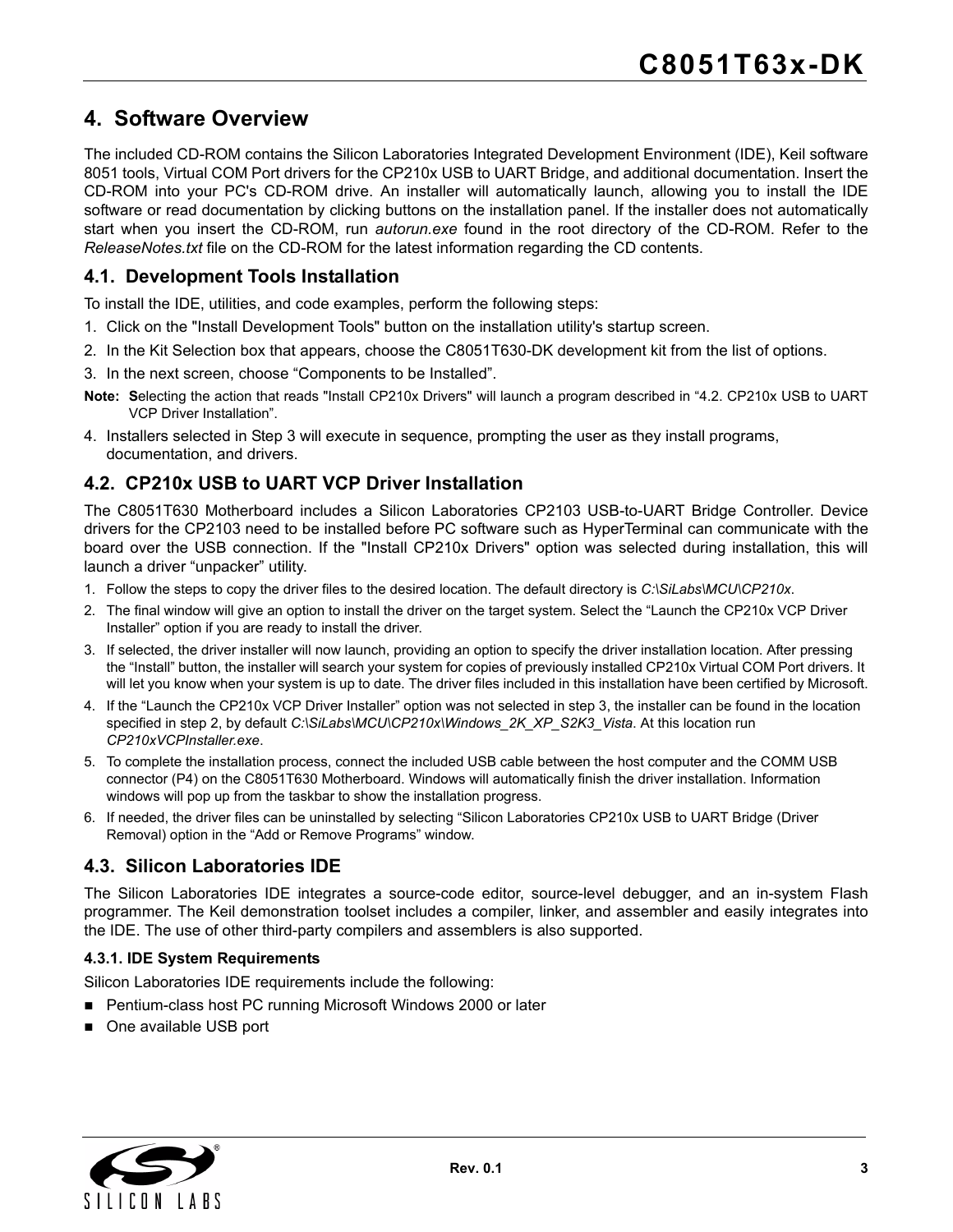## 4. Software Overview

The included CD-ROM contains the Silicon Laboratories Integrated Development Environment (IDE), Keil software 8051 tools, Virtual COM Port drivers for the CP210x USB to UART Bridge, and additional documentation. Insert the CD-ROM into your PC's CD-ROM drive. An installer will automatically launch, allowing you to install the IDE software or read documentation by clicking buttons on the installation panel. If the installer does not automatically start when you insert the CD-ROM, run *autorun.exe* found in the root directory of the CD-ROM. Refer to the *ReleaseNotes.txt* file on the CD-ROM for the latest information regarding the CD contents.

### 4.1. Development Tools Installation

To install the IDE, utilities, and code examples, perform the following steps:

1. Click on the "Install Development Tools" button on the installation utility's startup screen.
2. In the Kit Selection box that appears, choose the C8051T630-DK development kit from the list of options.
3. In the next screen, choose “Components to be Installed”.

**Note:** Selecting the action that reads "Install CP210x Drivers" will launch a program described in “4.2. CP210x USB to UART VCP Driver Installation”.

4. Installers selected in Step 3 will execute in sequence, prompting the user as they install programs, documentation, and drivers.

### 4.2. CP210x USB to UART VCP Driver Installation

The C8051T630 Motherboard includes a Silicon Laboratories CP2103 USB-to-UART Bridge Controller. Device drivers for the CP2103 need to be installed before PC software such as HyperTerminal can communicate with the board over the USB connection. If the "Install CP210x Drivers" option was selected during installation, this will launch a driver “unpacker” utility.

1. Follow the steps to copy the driver files to the desired location. The default directory is *C:\SiLabs\MCU\CP210x*.
2. The final window will give an option to install the driver on the target system. Select the “Launch the CP210x VCP Driver Installer” option if you are ready to install the driver.
3. If selected, the driver installer will now launch, providing an option to specify the driver installation location. After pressing the “Install” button, the installer will search your system for copies of previously installed CP210x Virtual COM Port drivers. It will let you know when your system is up to date. The driver files included in this installation have been certified by Microsoft.
4. If the “Launch the CP210x VCP Driver Installer” option was not selected in step 3, the installer can be found in the location specified in step 2, by default *C:\SiLabs\MCU\CP210x\Windows_2K_XP_S2K3_Vista*. At this location run *CP210xVCPInstaller.exe*.
5. To complete the installation process, connect the included USB cable between the host computer and the COMM USB connector (P4) on the C8051T630 Motherboard. Windows will automatically finish the driver installation. Information windows will pop up from the taskbar to show the installation progress.
6. If needed, the driver files can be uninstalled by selecting “Silicon Laboratories CP210x USB to UART Bridge (Driver Removal) option in the “Add or Remove Programs” window.

### 4.3. Silicon Laboratories IDE

The Silicon Laboratories IDE integrates a source-code editor, source-level debugger, and an in-system Flash programmer. The Keil demonstration toolset includes a compiler, linker, and assembler and easily integrates into the IDE. The use of other third-party compilers and assemblers is also supported.

#### 4.3.1. IDE System Requirements

Silicon Laboratories IDE requirements include the following:

- Pentium-class host PC running Microsoft Windows 2000 or later
- One available USB port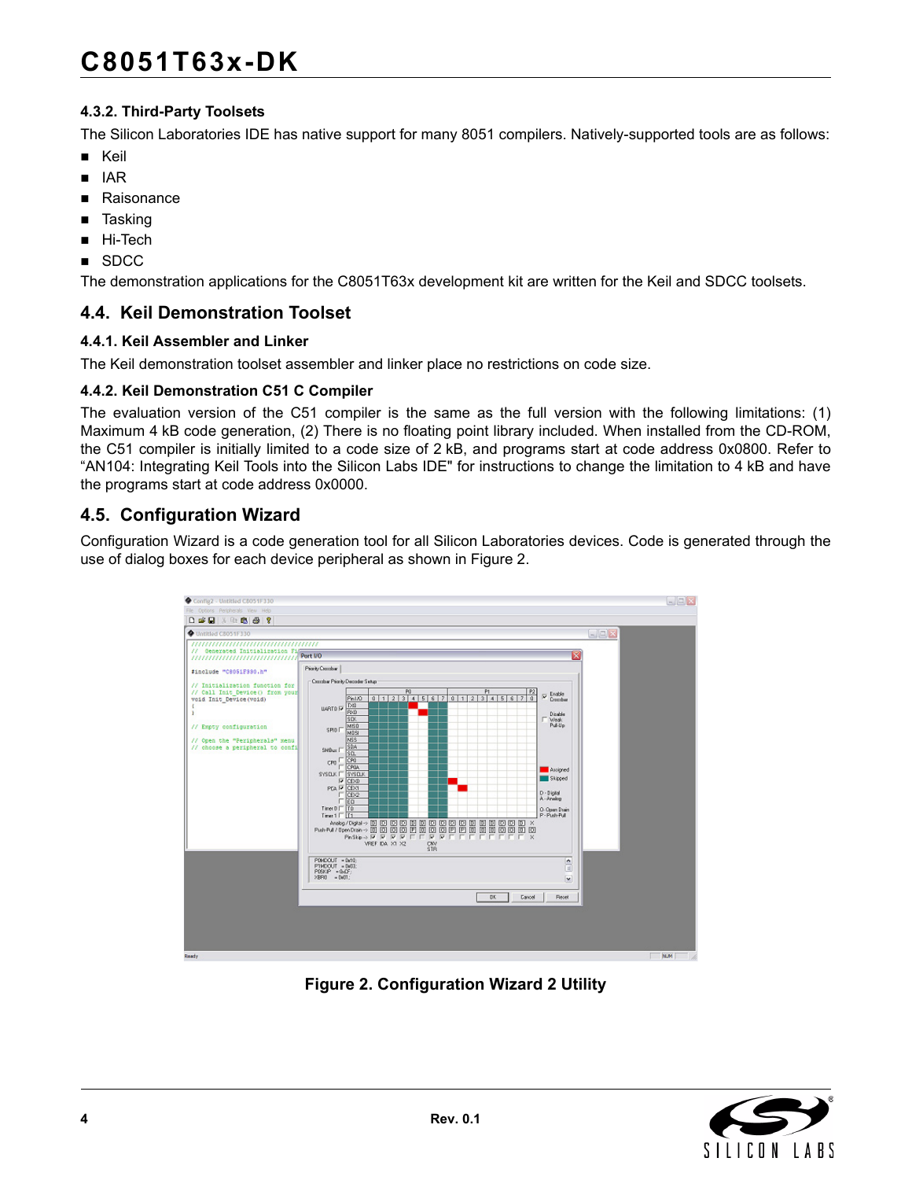#### 4.3.2. Third-Party Toolsets

The Silicon Laboratories IDE has native support for many 8051 compilers. Natively-supported tools are as follows:

- Keil
- IAR
- Raisonance
- Tasking
- Hi-Tech
- SDCC

The demonstration applications for the C8051T63x development kit are written for the Keil and SDCC toolsets.

## 4.4. Keil Demonstration Toolset

#### 4.4.1. Keil Assembler and Linker

The Keil demonstration toolset assembler and linker place no restrictions on code size.

#### 4.4.2. Keil Demonstration C51 C Compiler

The evaluation version of the C51 compiler is the same as the full version with the following limitations: (1) Maximum 4 kB code generation, (2) There is no floating point library included. When installed from the CD-ROM, the C51 compiler is initially limited to a code size of 2 kB, and programs start at code address 0x0800. Refer to "AN104: Integrating Keil Tools into the Silicon Labs IDE" for instructions to change the limitation to 4 kB and have the programs start at code address 0x0000.

## 4.5. Configuration Wizard

Configuration Wizard is a code generation tool for all Silicon Laboratories devices. Code is generated through the use of dialog boxes for each device peripheral as shown in Figure 2.

**Figure 2. Configuration Wizard 2 Utility**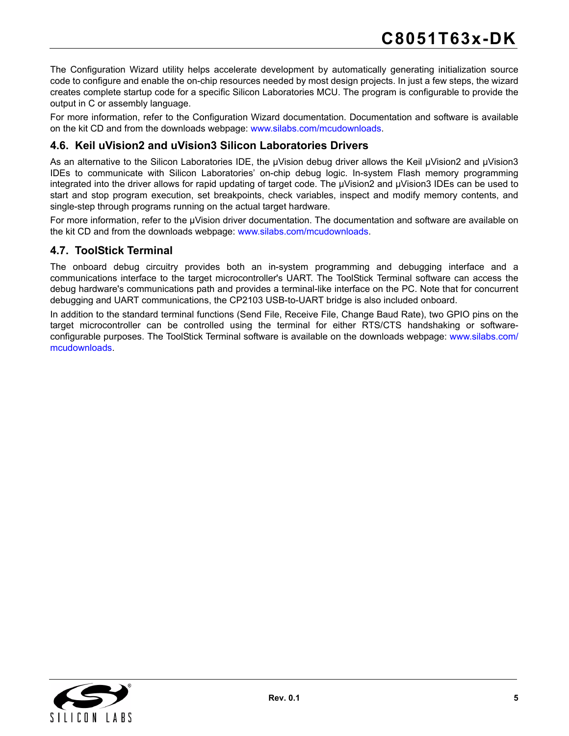The Configuration Wizard utility helps accelerate development by automatically generating initialization source code to configure and enable the on-chip resources needed by most design projects. In just a few steps, the wizard creates complete startup code for a specific Silicon Laboratories MCU. The program is configurable to provide the output in C or assembly language.

For more information, refer to the Configuration Wizard documentation. Documentation and software is available on the kit CD and from the downloads webpage: www.silabs.com/mcudownloads.

## 4.6. Keil uVision2 and uVision3 Silicon Laboratories Drivers

As an alternative to the Silicon Laboratories IDE, the µVision debug driver allows the Keil µVision2 and µVision3 IDEs to communicate with Silicon Laboratories' on-chip debug logic. In-system Flash memory programming integrated into the driver allows for rapid updating of target code. The µVision2 and µVision3 IDEs can be used to start and stop program execution, set breakpoints, check variables, inspect and modify memory contents, and single-step through programs running on the actual target hardware.

For more information, refer to the µVision driver documentation. The documentation and software are available on the kit CD and from the downloads webpage: www.silabs.com/mcudownloads.

## 4.7. ToolStick Terminal

The onboard debug circuitry provides both an in-system programming and debugging interface and a communications interface to the target microcontroller's UART. The ToolStick Terminal software can access the debug hardware's communications path and provides a terminal-like interface on the PC. Note that for concurrent debugging and UART communications, the CP2103 USB-to-UART bridge is also included onboard.

In addition to the standard terminal functions (Send File, Receive File, Change Baud Rate), two GPIO pins on the target microcontroller can be controlled using the terminal for either RTS/CTS handshaking or software-configurable purposes. The ToolStick Terminal software is available on the downloads webpage: www.silabs.com/mcudownloads.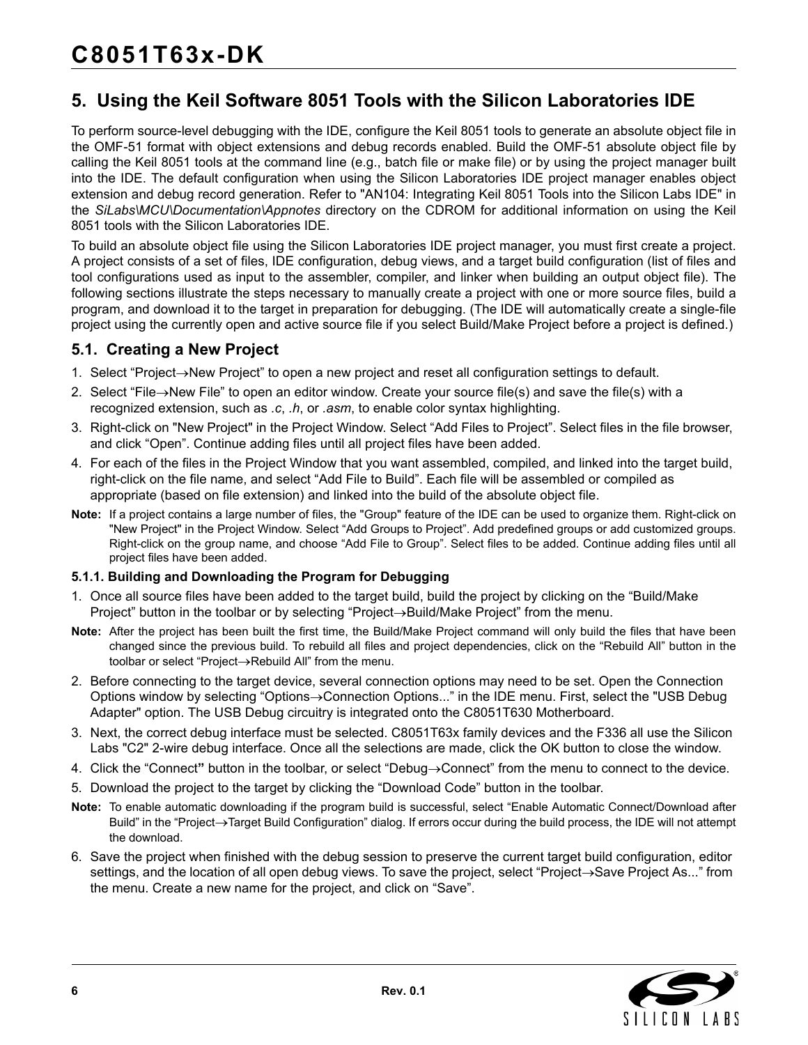## 5. Using the Keil Software 8051 Tools with the Silicon Laboratories IDE

To perform source-level debugging with the IDE, configure the Keil 8051 tools to generate an absolute object file in the OMF-51 format with object extensions and debug records enabled. Build the OMF-51 absolute object file by calling the Keil 8051 tools at the command line (e.g., batch file or make file) or by using the project manager built into the IDE. The default configuration when using the Silicon Laboratories IDE project manager enables object extension and debug record generation. Refer to "AN104: Integrating Keil 8051 Tools into the Silicon Labs IDE" in the *SiLabs\MCU\Documentation\Appnotes* directory on the CDROM for additional information on using the Keil 8051 tools with the Silicon Laboratories IDE.

To build an absolute object file using the Silicon Laboratories IDE project manager, you must first create a project. A project consists of a set of files, IDE configuration, debug views, and a target build configuration (list of files and tool configurations used as input to the assembler, compiler, and linker when building an output object file). The following sections illustrate the steps necessary to manually create a project with one or more source files, build a program, and download it to the target in preparation for debugging. (The IDE will automatically create a single-file project using the currently open and active source file if you select Build/Make Project before a project is defined.)

### 5.1. Creating a New Project

1. Select “Project→New Project” to open a new project and reset all configuration settings to default.
2. Select “File→New File” to open an editor window. Create your source file(s) and save the file(s) with a recognized extension, such as *.c*, *.h*, or *.asm*, to enable color syntax highlighting.
3. Right-click on "New Project" in the Project Window. Select “Add Files to Project”. Select files in the file browser, and click “Open”. Continue adding files until all project files have been added.
4. For each of the files in the Project Window that you want assembled, compiled, and linked into the target build, right-click on the file name, and select “Add File to Build”. Each file will be assembled or compiled as appropriate (based on file extension) and linked into the build of the absolute object file.

**Note:** If a project contains a large number of files, the "Group" feature of the IDE can be used to organize them. Right-click on "New Project" in the Project Window. Select “Add Groups to Project”. Add predefined groups or add customized groups. Right-click on the group name, and choose “Add File to Group”. Select files to be added. Continue adding files until all project files have been added.

#### 5.1.1. Building and Downloading the Program for Debugging

1. Once all source files have been added to the target build, build the project by clicking on the “Build/Make Project” button in the toolbar or by selecting “Project→Build/Make Project” from the menu.

**Note:** After the project has been built the first time, the Build/Make Project command will only build the files that have been changed since the previous build. To rebuild all files and project dependencies, click on the “Rebuild All” button in the toolbar or select “Project→Rebuild All” from the menu.

2. Before connecting to the target device, several connection options may need to be set. Open the Connection Options window by selecting “Options→Connection Options...” in the IDE menu. First, select the "USB Debug Adapter" option. The USB Debug circuitry is integrated onto the C8051T630 Motherboard.
3. Next, the correct debug interface must be selected. C8051T63x family devices and the F336 all use the Silicon Labs "C2" 2-wire debug interface. Once all the selections are made, click the OK button to close the window.
4. Click the “Connect” button in the toolbar, or select “Debug→Connect” from the menu to connect to the device.
5. Download the project to the target by clicking the “Download Code” button in the toolbar.

**Note:** To enable automatic downloading if the program build is successful, select “Enable Automatic Connect/Download after Build” in the “Project→Target Build Configuration” dialog. If errors occur during the build process, the IDE will not attempt the download.

6. Save the project when finished with the debug session to preserve the current target build configuration, editor settings, and the location of all open debug views. To save the project, select “Project→Save Project As...” from the menu. Create a new name for the project, and click on “Save”.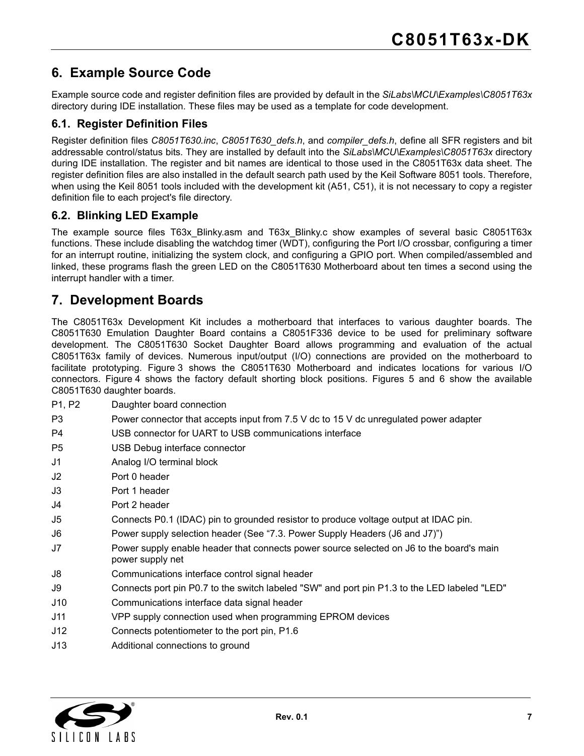## 6. Example Source Code

Example source code and register definition files are provided by default in the *SiLabs\MCU\Examples\C8051T63x* directory during IDE installation. These files may be used as a template for code development.

### 6.1. Register Definition Files

Register definition files *C8051T630.inc*, *C8051T630_defs.h*, and *compiler_defs.h*, define all SFR registers and bit addressable control/status bits. They are installed by default into the *SiLabs\MCU\Examples\C8051T63x* directory during IDE installation. The register and bit names are identical to those used in the C8051T63x data sheet. The register definition files are also installed in the default search path used by the Keil Software 8051 tools. Therefore, when using the Keil 8051 tools included with the development kit (A51, C51), it is not necessary to copy a register definition file to each project's file directory.

### 6.2. Blinking LED Example

The example source files T63x_Blinky.asm and T63x_Blinky.c show examples of several basic C8051T63x functions. These include disabling the watchdog timer (WDT), configuring the Port I/O crossbar, configuring a timer for an interrupt routine, initializing the system clock, and configuring a GPIO port. When compiled/assembled and linked, these programs flash the green LED on the C8051T630 Motherboard about ten times a second using the interrupt handler with a timer.

## 7. Development Boards

The C8051T63x Development Kit includes a motherboard that interfaces to various daughter boards. The C8051T630 Emulation Daughter Board contains a C8051F336 device to be used for preliminary software development. The C8051T630 Socket Daughter Board allows programming and evaluation of the actual C8051T63x family of devices. Numerous input/output (I/O) connections are provided on the motherboard to facilitate prototyping. Figure 3 shows the C8051T630 Motherboard and indicates locations for various I/O connectors. Figure 4 shows the factory default shorting block positions. Figures 5 and 6 show the available C8051T630 daughter boards.

| | |
|---|---|
| P1, P2 | Daughter board connection |
| P3 | Power connector that accepts input from 7.5 V dc to 15 V dc unregulated power adapter |
| P4 | USB connector for UART to USB communications interface |
| P5 | USB Debug interface connector |
| J1 | Analog I/O terminal block |
| J2 | Port 0 header |
| J3 | Port 1 header |
| J4 | Port 2 header |
| J5 | Connects P0.1 (IDAC) pin to grounded resistor to produce voltage output at IDAC pin. |
| J6 | Power supply selection header (See “7.3. Power Supply Headers (J6 and J7)”) |
| J7 | Power supply enable header that connects power source selected on J6 to the board's main power supply net |
| J8 | Communications interface control signal header |
| J9 | Connects port pin P0.7 to the switch labeled "SW" and port pin P1.3 to the LED labeled "LED" |
| J10 | Communications interface data signal header |
| J11 | VPP supply connection used when programming EPROM devices |
| J12 | Connects potentiometer to the port pin, P1.6 |
| J13 | Additional connections to ground |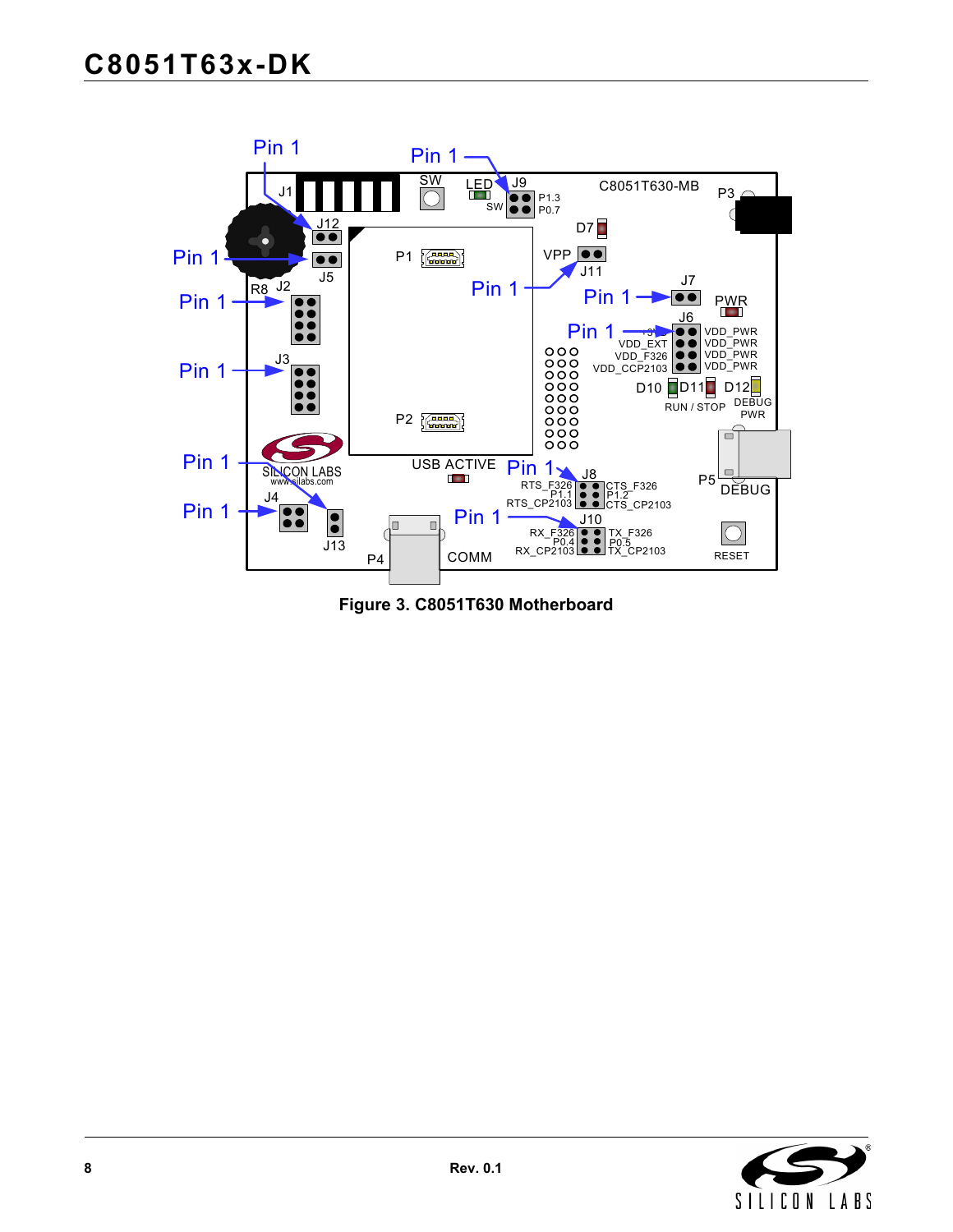Figure 3. C8051T630 Motherboard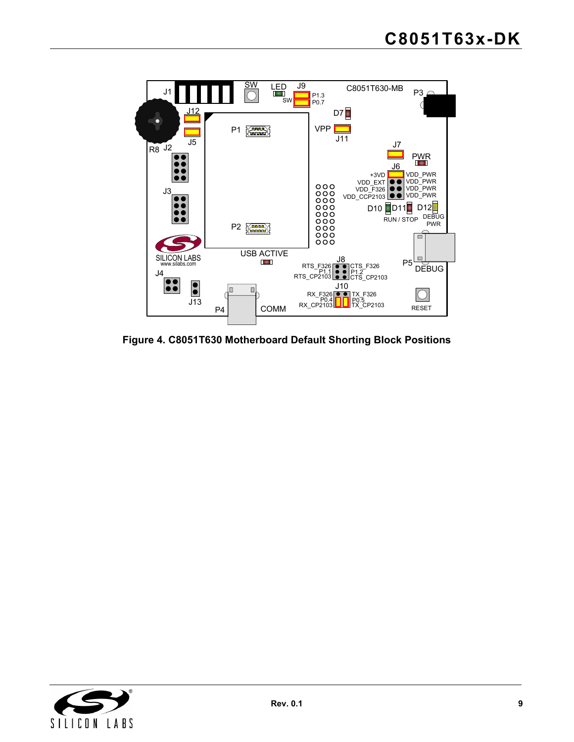Figure 4. C8051T630 Motherboard Default Shorting Block Positions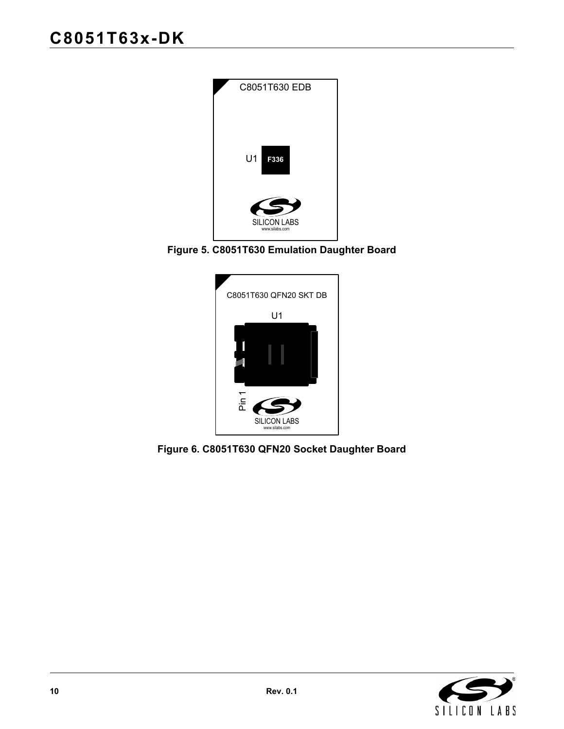C8051T630 EDB

U1 F336

SILICON LABS
www.silabs.com

**Figure 5. C8051T630 Emulation Daughter Board**

C8051T630 QFN20 SKT DB

U1

Pin 1

SILICON LABS
www.silabs.com

**Figure 6. C8051T630 QFN20 Socket Daughter Board**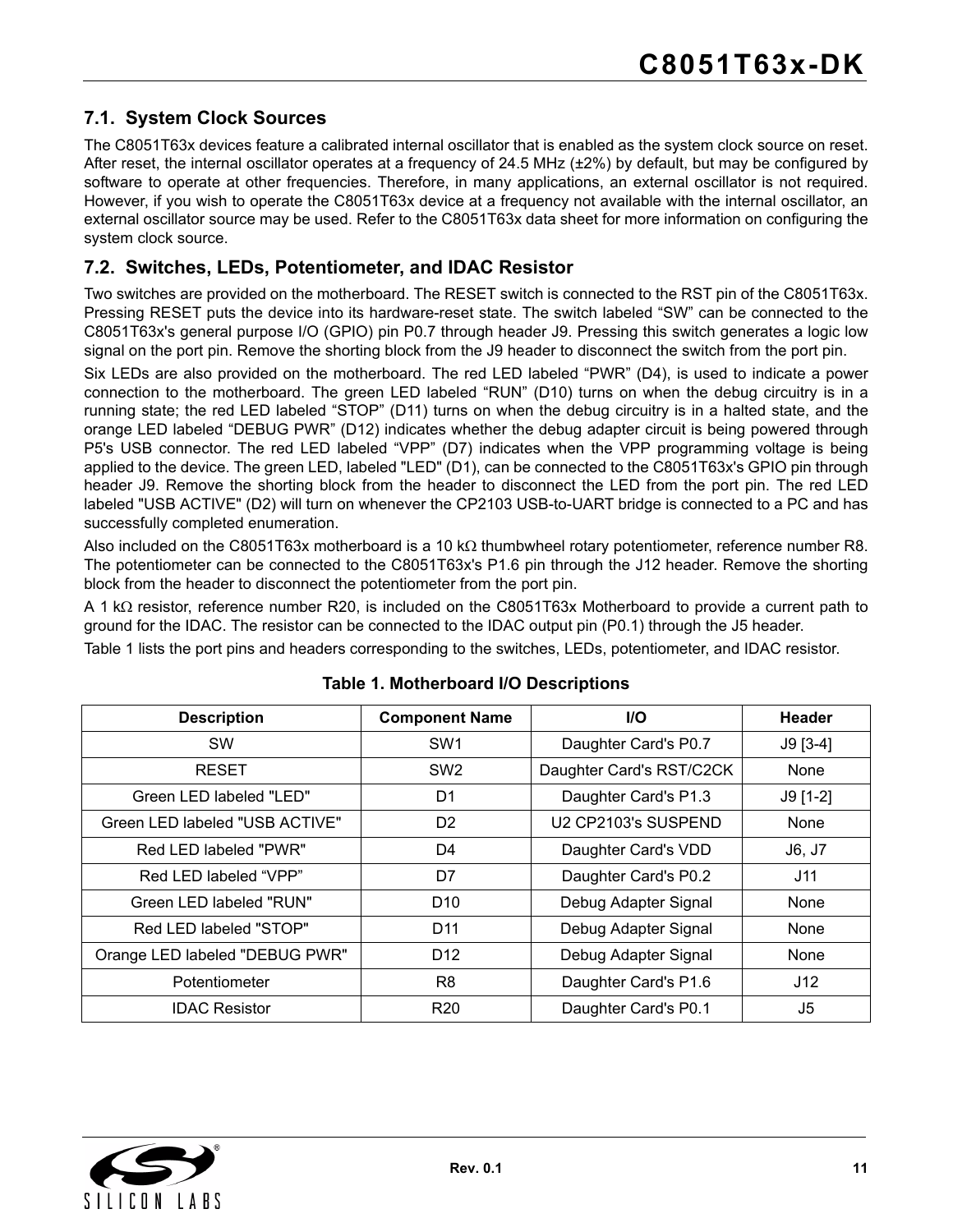### 7.1. System Clock Sources

The C8051T63x devices feature a calibrated internal oscillator that is enabled as the system clock source on reset. After reset, the internal oscillator operates at a frequency of 24.5 MHz (±2%) by default, but may be configured by software to operate at other frequencies. Therefore, in many applications, an external oscillator is not required. However, if you wish to operate the C8051T63x device at a frequency not available with the internal oscillator, an external oscillator source may be used. Refer to the C8051T63x data sheet for more information on configuring the system clock source.

### 7.2. Switches, LEDs, Potentiometer, and IDAC Resistor

Two switches are provided on the motherboard. The RESET switch is connected to the RST pin of the C8051T63x. Pressing RESET puts the device into its hardware-reset state. The switch labeled “SW” can be connected to the C8051T63x's general purpose I/O (GPIO) pin P0.7 through header J9. Pressing this switch generates a logic low signal on the port pin. Remove the shorting block from the J9 header to disconnect the switch from the port pin.

Six LEDs are also provided on the motherboard. The red LED labeled “PWR” (D4), is used to indicate a power connection to the motherboard. The green LED labeled “RUN” (D10) turns on when the debug circuitry is in a running state; the red LED labeled “STOP” (D11) turns on when the debug circuitry is in a halted state, and the orange LED labeled “DEBUG PWR” (D12) indicates whether the debug adapter circuit is being powered through P5's USB connector. The red LED labeled “VPP” (D7) indicates when the VPP programming voltage is being applied to the device. The green LED, labeled "LED" (D1), can be connected to the C8051T63x's GPIO pin through header J9. Remove the shorting block from the header to disconnect the LED from the port pin. The red LED labeled "USB ACTIVE" (D2) will turn on whenever the CP2103 USB-to-UART bridge is connected to a PC and has successfully completed enumeration.

Also included on the C8051T63x motherboard is a 10 kΩ thumbwheel rotary potentiometer, reference number R8. The potentiometer can be connected to the C8051T63x's P1.6 pin through the J12 header. Remove the shorting block from the header to disconnect the potentiometer from the port pin.

A 1 kΩ resistor, reference number R20, is included on the C8051T63x Motherboard to provide a current path to ground for the IDAC. The resistor can be connected to the IDAC output pin (P0.1) through the J5 header.

Table 1 lists the port pins and headers corresponding to the switches, LEDs, potentiometer, and IDAC resistor.

**Table 1. Motherboard I/O Descriptions**

| Description | Component Name | I/O | Header |
|---|---|---|---|
| SW | SW1 | Daughter Card's P0.7 | J9 [3-4] |
| RESET | SW2 | Daughter Card's RST/C2CK | None |
| Green LED labeled "LED" | D1 | Daughter Card's P1.3 | J9 [1-2] |
| Green LED labeled "USB ACTIVE" | D2 | U2 CP2103's SUSPEND | None |
| Red LED labeled "PWR" | D4 | Daughter Card's VDD | J6, J7 |
| Red LED labeled “VPP” | D7 | Daughter Card's P0.2 | J11 |
| Green LED labeled "RUN" | D10 | Debug Adapter Signal | None |
| Red LED labeled "STOP" | D11 | Debug Adapter Signal | None |
| Orange LED labeled "DEBUG PWR" | D12 | Debug Adapter Signal | None |
| Potentiometer | R8 | Daughter Card's P1.6 | J12 |
| IDAC Resistor | R20 | Daughter Card's P0.1 | J5 |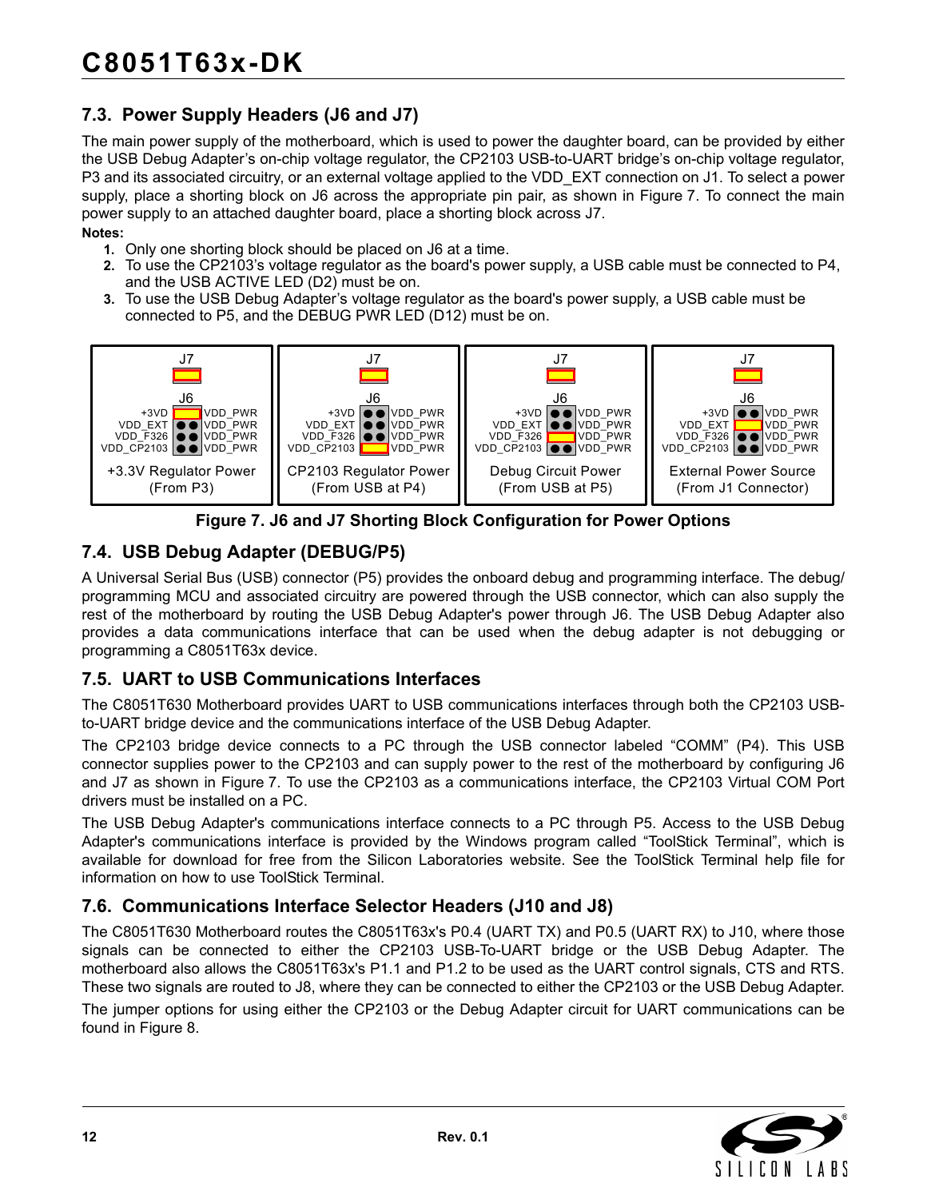## 7.3. Power Supply Headers (J6 and J7)

The main power supply of the motherboard, which is used to power the daughter board, can be provided by either the USB Debug Adapter's on-chip voltage regulator, the CP2103 USB-to-UART bridge's on-chip voltage regulator, P3 and its associated circuitry, or an external voltage applied to the VDD_EXT connection on J1. To select a power supply, place a shorting block on J6 across the appropriate pin pair, as shown in Figure 7. To connect the main power supply to an attached daughter board, place a shorting block across J7.

**Notes:**

1. Only one shorting block should be placed on J6 at a time.
2. To use the CP2103's voltage regulator as the board's power supply, a USB cable must be connected to P4, and the USB ACTIVE LED (D2) must be on.
3. To use the USB Debug Adapter's voltage regulator as the board's power supply, a USB cable must be connected to P5, and the DEBUG PWR LED (D12) must be on.

J7 J6 +3VD VDD_EXT VDD_F326 VDD_CP2103 VDD_PWR VDD_PWR VDD_PWR VDD_PWR
+3.3V Regulator Power (From P3) | CP2103 Regulator Power (From USB at P4) | Debug Circuit Power (From USB at P5) | External Power Source (From J1 Connector)

**Figure 7. J6 and J7 Shorting Block Configuration for Power Options**

## 7.4. USB Debug Adapter (DEBUG/P5)

A Universal Serial Bus (USB) connector (P5) provides the onboard debug and programming interface. The debug/programming MCU and associated circuitry are powered through the USB connector, which can also supply the rest of the motherboard by routing the USB Debug Adapter's power through J6. The USB Debug Adapter also provides a data communications interface that can be used when the debug adapter is not debugging or programming a C8051T63x device.

## 7.5. UART to USB Communications Interfaces

The C8051T630 Motherboard provides UART to USB communications interfaces through both the CP2103 USB-to-UART bridge device and the communications interface of the USB Debug Adapter.

The CP2103 bridge device connects to a PC through the USB connector labeled "COMM" (P4). This USB connector supplies power to the CP2103 and can supply power to the rest of the motherboard by configuring J6 and J7 as shown in Figure 7. To use the CP2103 as a communications interface, the CP2103 Virtual COM Port drivers must be installed on a PC.

The USB Debug Adapter's communications interface connects to a PC through P5. Access to the USB Debug Adapter's communications interface is provided by the Windows program called "ToolStick Terminal", which is available for download for free from the Silicon Laboratories website. See the ToolStick Terminal help file for information on how to use ToolStick Terminal.

## 7.6. Communications Interface Selector Headers (J10 and J8)

The C8051T630 Motherboard routes the C8051T63x's P0.4 (UART TX) and P0.5 (UART RX) to J10, where those signals can be connected to either the CP2103 USB-To-UART bridge or the USB Debug Adapter. The motherboard also allows the C8051T63x's P1.1 and P1.2 to be used as the UART control signals, CTS and RTS. These two signals are routed to J8, where they can be connected to either the CP2103 or the USB Debug Adapter.

The jumper options for using either the CP2103 or the Debug Adapter circuit for UART communications can be found in Figure 8.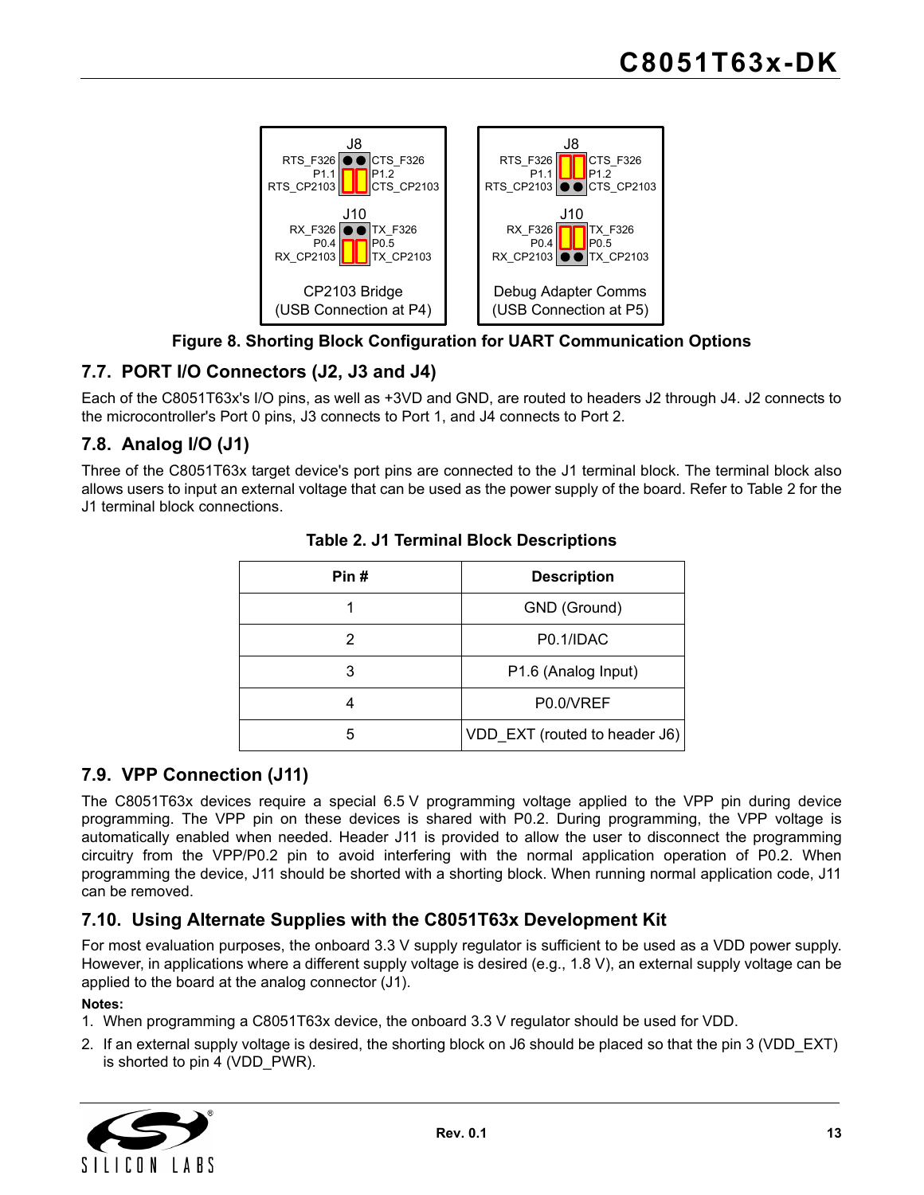Figure 8. Shorting Block Configuration for UART Communication Options

## 7.7. PORT I/O Connectors (J2, J3 and J4)

Each of the C8051T63x's I/O pins, as well as +3VD and GND, are routed to headers J2 through J4. J2 connects to the microcontroller's Port 0 pins, J3 connects to Port 1, and J4 connects to Port 2.

## 7.8. Analog I/O (J1)

Three of the C8051T63x target device's port pins are connected to the J1 terminal block. The terminal block also allows users to input an external voltage that can be used as the power supply of the board. Refer to Table 2 for the J1 terminal block connections.

**Table 2. J1 Terminal Block Descriptions**

| Pin # | Description |
|---|---|
| 1 | GND (Ground) |
| 2 | P0.1/IDAC |
| 3 | P1.6 (Analog Input) |
| 4 | P0.0/VREF |
| 5 | VDD_EXT (routed to header J6) |

## 7.9. VPP Connection (J11)

The C8051T63x devices require a special 6.5 V programming voltage applied to the VPP pin during device programming. The VPP pin on these devices is shared with P0.2. During programming, the VPP voltage is automatically enabled when needed. Header J11 is provided to allow the user to disconnect the programming circuitry from the VPP/P0.2 pin to avoid interfering with the normal application operation of P0.2. When programming the device, J11 should be shorted with a shorting block. When running normal application code, J11 can be removed.

## 7.10. Using Alternate Supplies with the C8051T63x Development Kit

For most evaluation purposes, the onboard 3.3 V supply regulator is sufficient to be used as a VDD power supply. However, in applications where a different supply voltage is desired (e.g., 1.8 V), an external supply voltage can be applied to the board at the analog connector (J1).

**Notes:**

1. When programming a C8051T63x device, the onboard 3.3 V regulator should be used for VDD.
2. If an external supply voltage is desired, the shorting block on J6 should be placed so that the pin 3 (VDD_EXT) is shorted to pin 4 (VDD_PWR).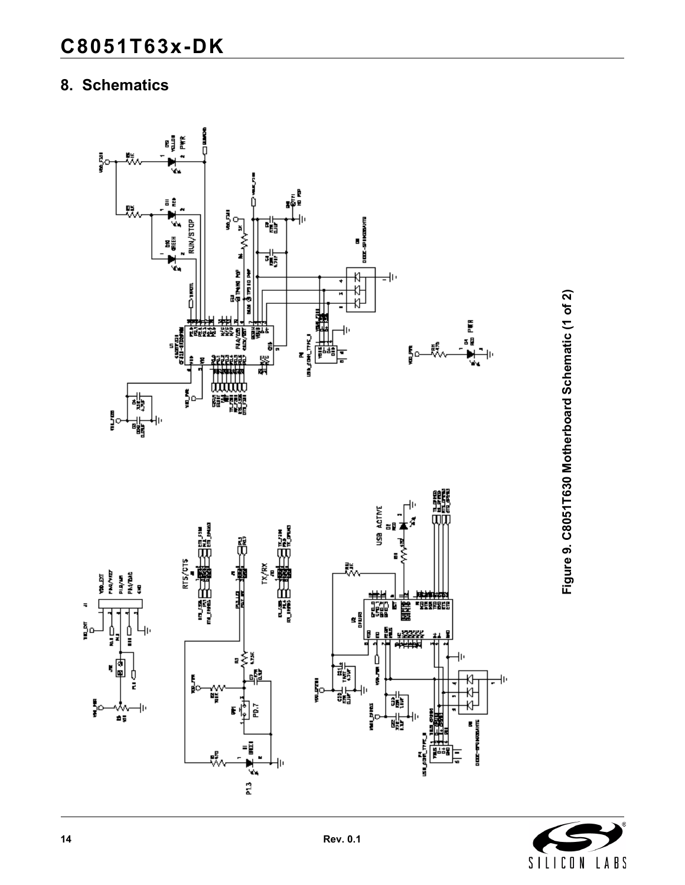## 8. Schematics

Figure 9. C8051T630 Motherboard Schematic (1 of 2)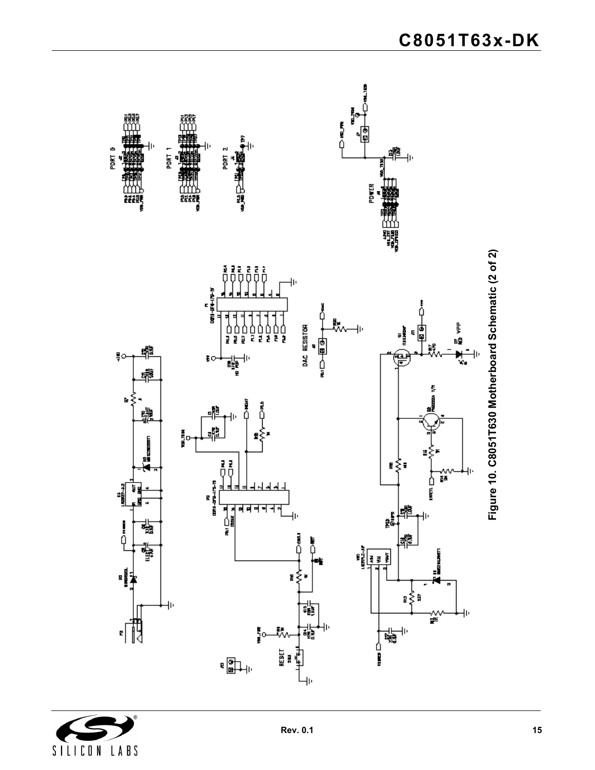**Figure 10. C8051T630 Motherboard Schematic (2 of 2)**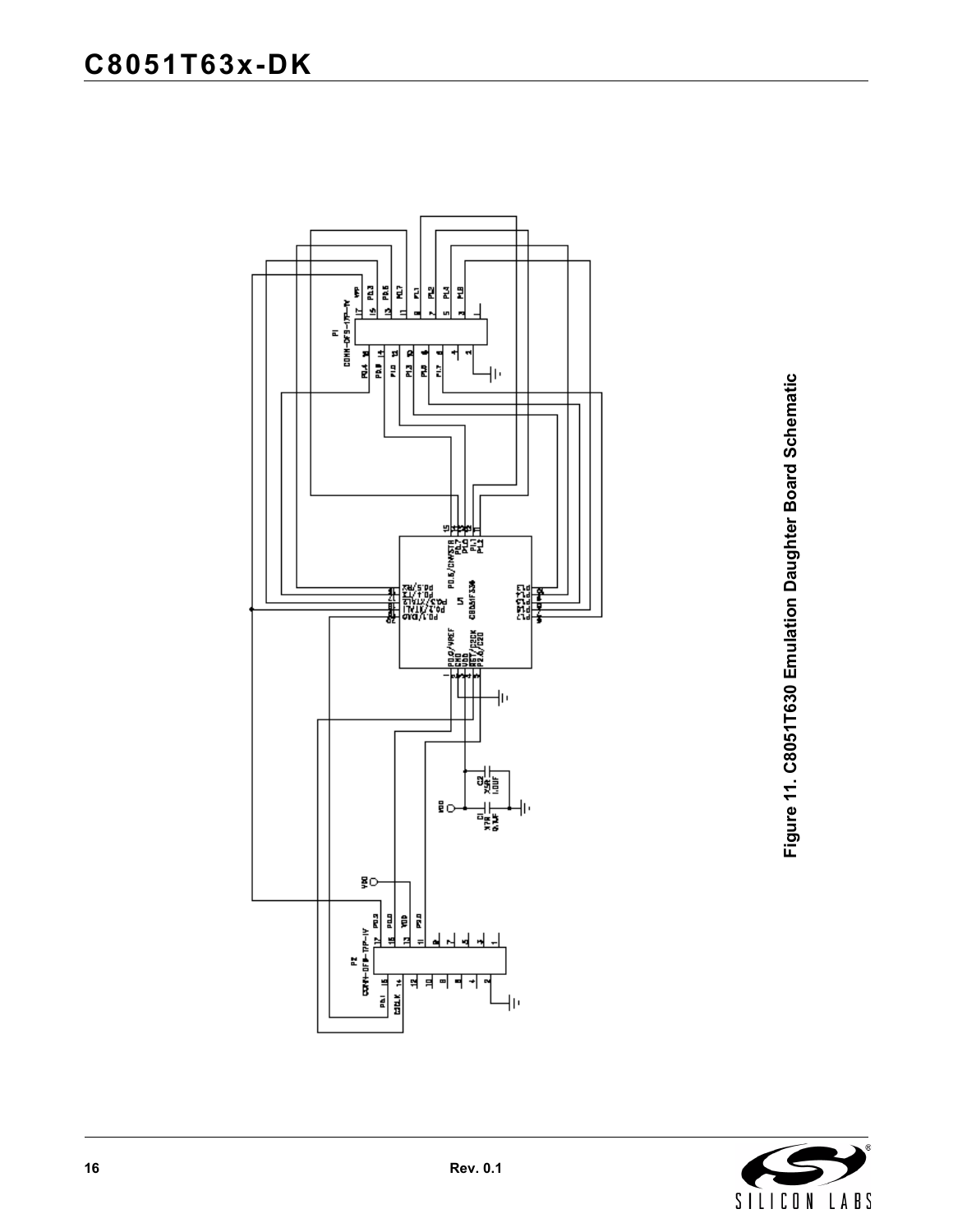Figure 11. C8051T630 Emulation Daughter Board Schematic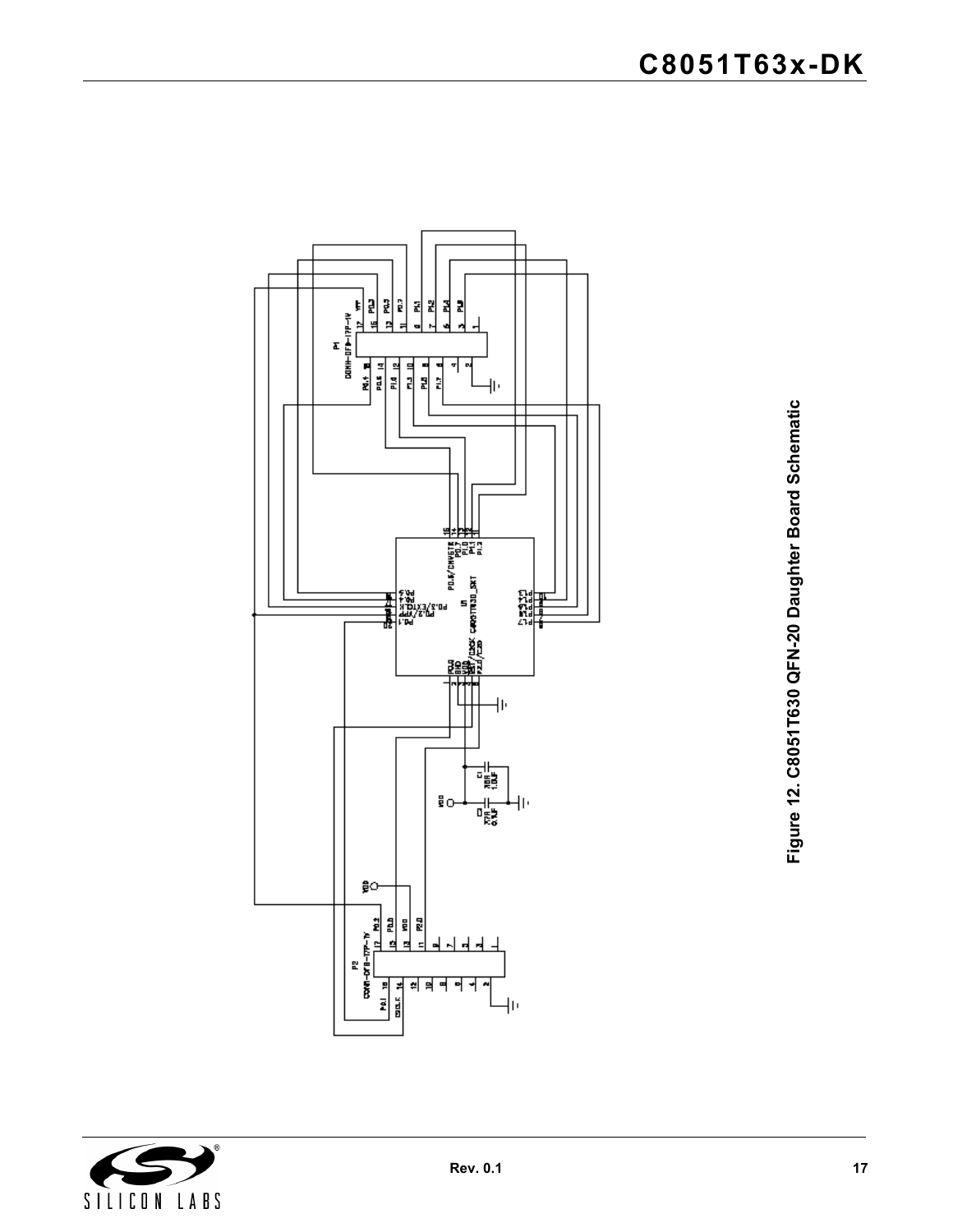Figure 12. C8051T630 QFN-20 Daughter Board Schematic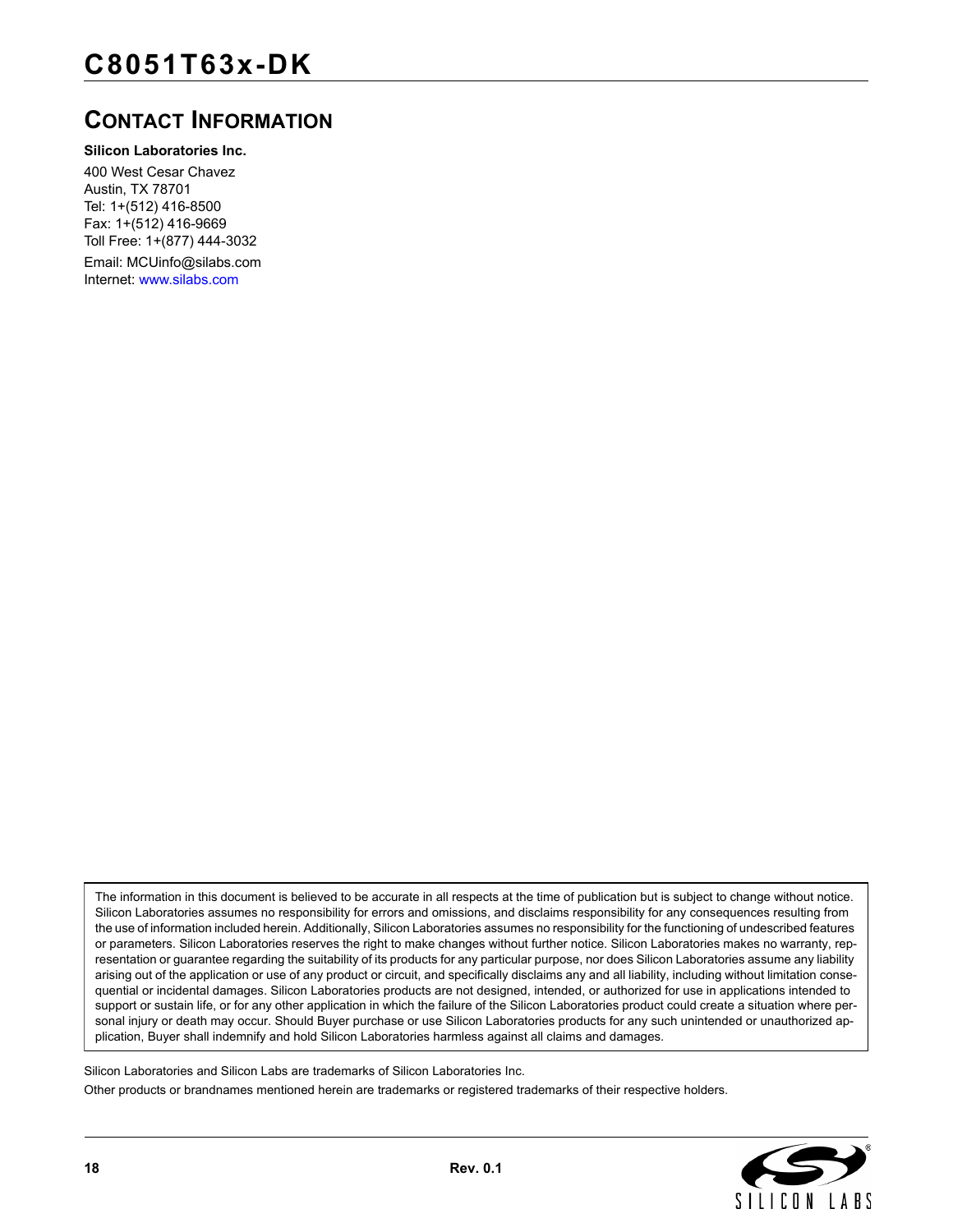# Contact Information

**Silicon Laboratories Inc.**

400 West Cesar Chavez
Austin, TX 78701
Tel: 1+(512) 416-8500
Fax: 1+(512) 416-9669
Toll Free: 1+(877) 444-3032

Email: MCUinfo@silabs.com
Internet: www.silabs.com

The information in this document is believed to be accurate in all respects at the time of publication but is subject to change without notice. Silicon Laboratories assumes no responsibility for errors and omissions, and disclaims responsibility for any consequences resulting from the use of information included herein. Additionally, Silicon Laboratories assumes no responsibility for the functioning of undescribed features or parameters. Silicon Laboratories reserves the right to make changes without further notice. Silicon Laboratories makes no warranty, representation or guarantee regarding the suitability of its products for any particular purpose, nor does Silicon Laboratories assume any liability arising out of the application or use of any product or circuit, and specifically disclaims any and all liability, including without limitation consequential or incidental damages. Silicon Laboratories products are not designed, intended, or authorized for use in applications intended to support or sustain life, or for any other application in which the failure of the Silicon Laboratories product could create a situation where personal injury or death may occur. Should Buyer purchase or use Silicon Laboratories products for any such unintended or unauthorized application, Buyer shall indemnify and hold Silicon Laboratories harmless against all claims and damages.

Silicon Laboratories and Silicon Labs are trademarks of Silicon Laboratories Inc.

Other products or brandnames mentioned herein are trademarks or registered trademarks of their respective holders.